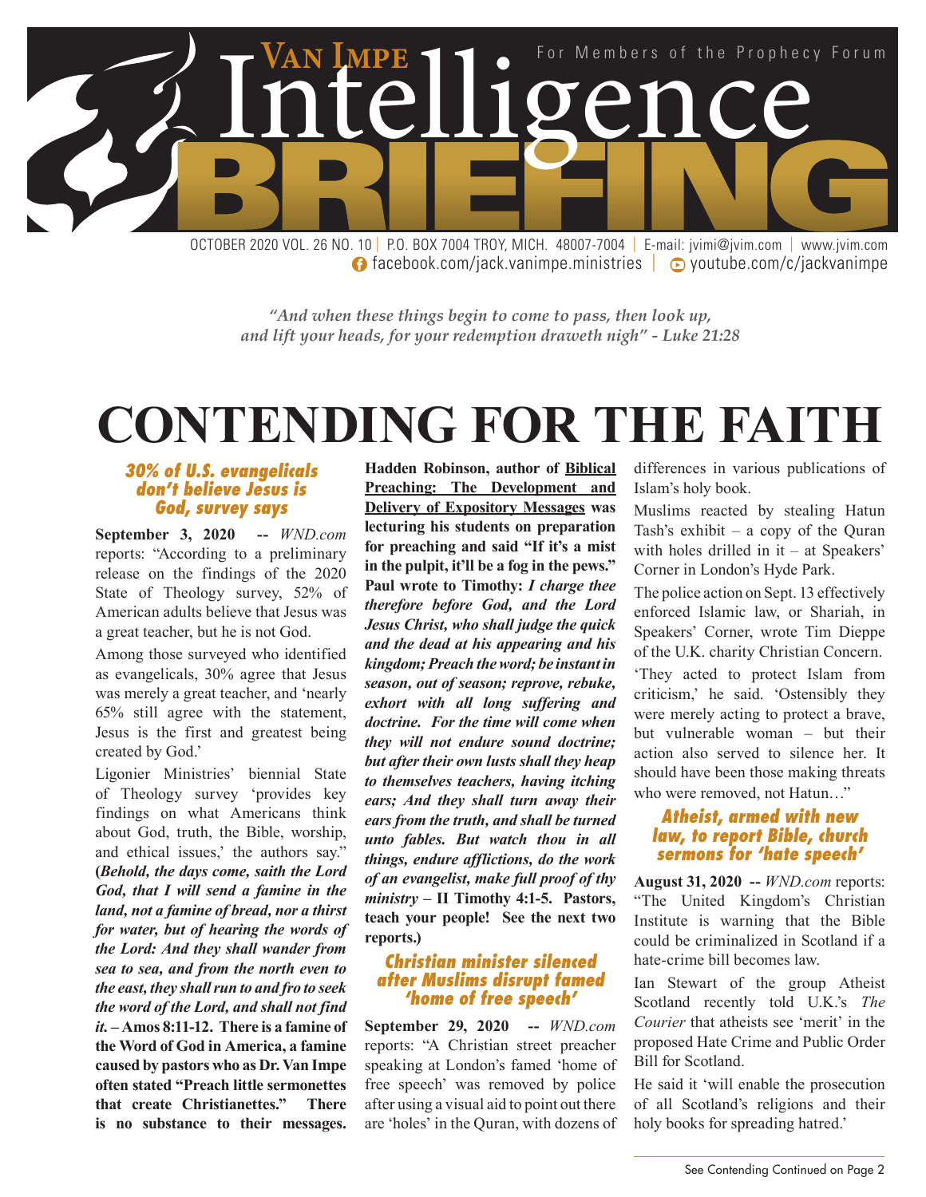# Van Impe Intelligence BRIEFING

For Members of the Prophecy Forum

OCTOBER 2020 VOL. 26 NO. 10 | P.O. BOX 7004 TROY, MICH. 48007-7004 | E-mail: jvimi@jvim.com | www.jvim.com
facebook.com/jack.vanimpe.ministries | youtube.com/c/jackvanimpe

*"And when these things begin to come to pass, then look up, and lift your heads, for your redemption draweth nigh" - Luke 21:28*

# CONTENDING FOR THE FAITH

### 30% of U.S. evangelicals don't believe Jesus is God, survey says

**September 3, 2020 --** *WND.com* reports: "According to a preliminary release on the findings of the 2020 State of Theology survey, 52% of American adults believe that Jesus was a great teacher, but he is not God.

Among those surveyed who identified as evangelicals, 30% agree that Jesus was merely a great teacher, and 'nearly 65% still agree with the statement, Jesus is the first and greatest being created by God.'

Ligonier Ministries' biennial State of Theology survey 'provides key findings on what Americans think about God, truth, the Bible, worship, and ethical issues,' the authors say." **(*Behold, the days come, saith the Lord God, that I will send a famine in the land, not a famine of bread, nor a thirst for water, but of hearing the words of the Lord: And they shall wander from sea to sea, and from the north even to the east, they shall run to and fro to seek the word of the Lord, and shall not find it.* – Amos 8:11-12. There is a famine of the Word of God in America, a famine caused by pastors who as Dr. Van Impe often stated "Preach little sermonettes that create Christianettes." There is no substance to their messages. Hadden Robinson, author of <u>Biblical Preaching: The Development and Delivery of Expository Messages</u> was lecturing his students on preparation for preaching and said "If it's a mist in the pulpit, it'll be a fog in the pews." Paul wrote to Timothy: *I charge thee therefore before God, and the Lord Jesus Christ, who shall judge the quick and the dead at his appearing and his kingdom; Preach the word; be instant in season, out of season; reprove, rebuke, exhort with all long suffering and doctrine. For the time will come when they will not endure sound doctrine; but after their own lusts shall they heap to themselves teachers, having itching ears; And they shall turn away their ears from the truth, and shall be turned unto fables. But watch thou in all things, endure afflictions, do the work of an evangelist, make full proof of thy ministry* – II Timothy 4:1-5. Pastors, teach your people! See the next two reports.)**

### Christian minister silenced after Muslims disrupt famed 'home of free speech'

**September 29, 2020 --** *WND.com* reports: "A Christian street preacher speaking at London's famed 'home of free speech' was removed by police after using a visual aid to point out there are 'holes' in the Quran, with dozens of differences in various publications of Islam's holy book.

Muslims reacted by stealing Hatun Tash's exhibit – a copy of the Quran with holes drilled in it – at Speakers' Corner in London's Hyde Park.

The police action on Sept. 13 effectively enforced Islamic law, or Shariah, in Speakers' Corner, wrote Tim Dieppe of the U.K. charity Christian Concern.

'They acted to protect Islam from criticism,' he said. 'Ostensibly they were merely acting to protect a brave, but vulnerable woman – but their action also served to silence her. It should have been those making threats who were removed, not Hatun…"

### Atheist, armed with new law, to report Bible, church sermons for 'hate speech'

**August 31, 2020 --** *WND.com* reports: "The United Kingdom's Christian Institute is warning that the Bible could be criminalized in Scotland if a hate-crime bill becomes law.

Ian Stewart of the group Atheist Scotland recently told U.K.'s *The Courier* that atheists see 'merit' in the proposed Hate Crime and Public Order Bill for Scotland.

He said it 'will enable the prosecution of all Scotland's religions and their holy books for spreading hatred.'

See Contending Continued on Page 2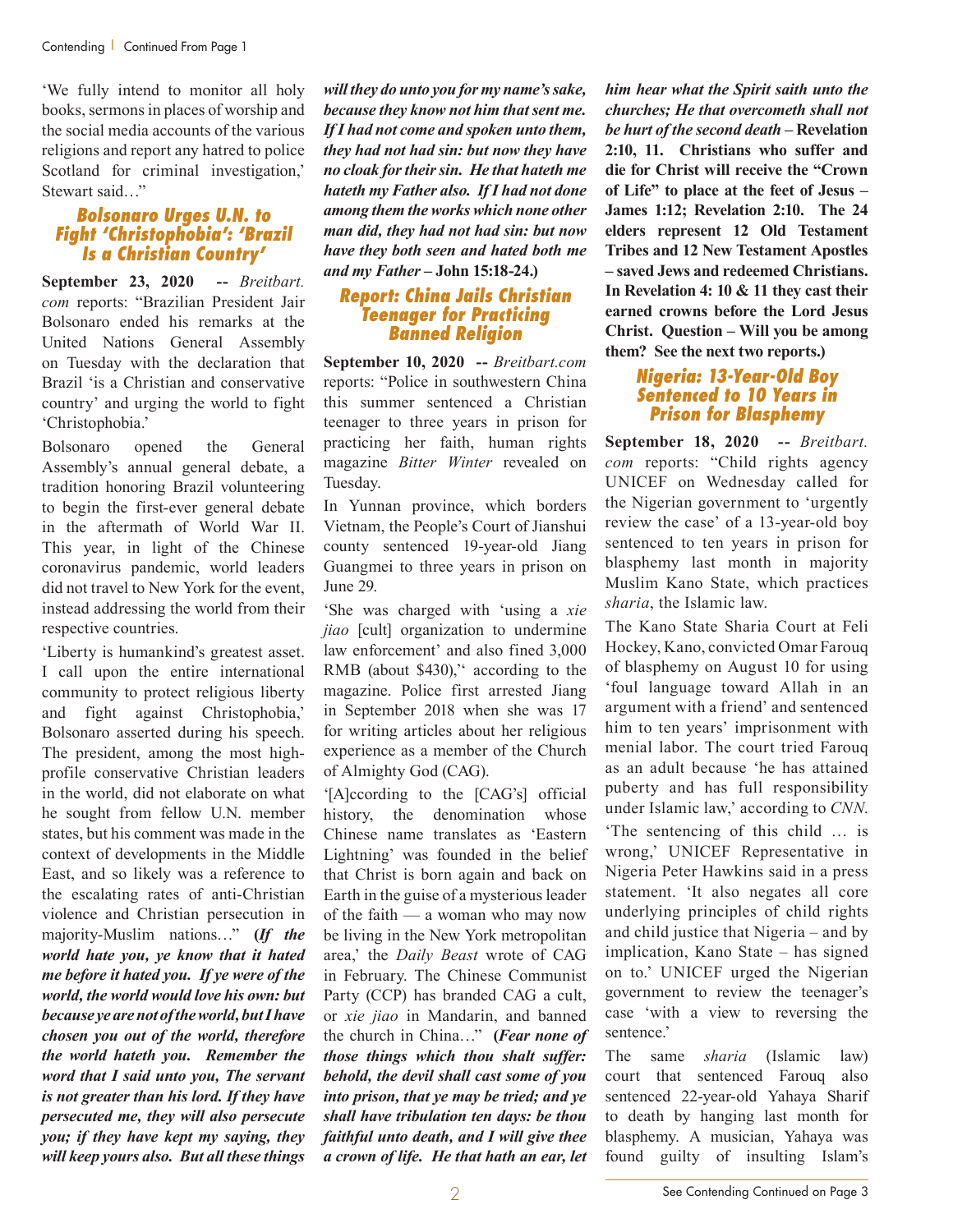'We fully intend to monitor all holy books, sermons in places of worship and the social media accounts of the various religions and report any hatred to police Scotland for criminal investigation,' Stewart said…"

## Bolsonaro Urges U.N. to Fight 'Christophobia': 'Brazil Is a Christian Country'

**September 23, 2020 --** *Breitbart.com* reports: "Brazilian President Jair Bolsonaro ended his remarks at the United Nations General Assembly on Tuesday with the declaration that Brazil 'is a Christian and conservative country' and urging the world to fight 'Christophobia.'

Bolsonaro opened the General Assembly's annual general debate, a tradition honoring Brazil volunteering to begin the first-ever general debate in the aftermath of World War II. This year, in light of the Chinese coronavirus pandemic, world leaders did not travel to New York for the event, instead addressing the world from their respective countries.

'Liberty is humankind's greatest asset. I call upon the entire international community to protect religious liberty and fight against Christophobia,' Bolsonaro asserted during his speech. The president, among the most high-profile conservative Christian leaders in the world, did not elaborate on what he sought from fellow U.N. member states, but his comment was made in the context of developments in the Middle East, and so likely was a reference to the escalating rates of anti-Christian violence and Christian persecution in majority-Muslim nations…" **(*If the world hate you, ye know that it hated me before it hated you. If ye were of the world, the world would love his own: but because ye are not of the world, but I have chosen you out of the world, therefore the world hateth you. Remember the word that I said unto you, The servant is not greater than his lord. If they have persecuted me, they will also persecute you; if they have kept my saying, they will keep yours also. But all these things will they do unto you for my name's sake, because they know not him that sent me. If I had not come and spoken unto them, they had not had sin: but now they have no cloak for their sin. He that hateth me hateth my Father also. If I had not done among them the works which none other man did, they had not had sin: but now have they both seen and hated both me and my Father* – John 15:18-24.)**

## Report: China Jails Christian Teenager for Practicing Banned Religion

**September 10, 2020 --** *Breitbart.com* reports: "Police in southwestern China this summer sentenced a Christian teenager to three years in prison for practicing her faith, human rights magazine *Bitter Winter* revealed on Tuesday.

In Yunnan province, which borders Vietnam, the People's Court of Jianshui county sentenced 19-year-old Jiang Guangmei to three years in prison on June 29.

'She was charged with 'using a *xie jiao* [cult] organization to undermine law enforcement' and also fined 3,000 RMB (about $430),'' according to the magazine. Police first arrested Jiang in September 2018 when she was 17 for writing articles about her religious experience as a member of the Church of Almighty God (CAG).

'[A]ccording to the [CAG's] official history, the denomination whose Chinese name translates as 'Eastern Lightning' was founded in the belief that Christ is born again and back on Earth in the guise of a mysterious leader of the faith — a woman who may now be living in the New York metropolitan area,' the *Daily Beast* wrote of CAG in February. The Chinese Communist Party (CCP) has branded CAG a cult, or *xie jiao* in Mandarin, and banned the church in China…" **(*Fear none of those things which thou shalt suffer: behold, the devil shall cast some of you into prison, that ye may be tried; and ye shall have tribulation ten days: be thou faithful unto death, and I will give thee a crown of life. He that hath an ear, let him hear what the Spirit saith unto the churches; He that overcometh shall not be hurt of the second death* – Revelation 2:10, 11. Christians who suffer and die for Christ will receive the "Crown of Life" to place at the feet of Jesus – James 1:12; Revelation 2:10. The 24 elders represent 12 Old Testament Tribes and 12 New Testament Apostles – saved Jews and redeemed Christians. In Revelation 4: 10 & 11 they cast their earned crowns before the Lord Jesus Christ. Question – Will you be among them? See the next two reports.)**

## Nigeria: 13-Year-Old Boy Sentenced to 10 Years in Prison for Blasphemy

**September 18, 2020 --** *Breitbart.com* reports: "Child rights agency UNICEF on Wednesday called for the Nigerian government to 'urgently review the case' of a 13-year-old boy sentenced to ten years in prison for blasphemy last month in majority Muslim Kano State, which practices *sharia*, the Islamic law.

The Kano State Sharia Court at Feli Hockey, Kano, convicted Omar Farouq of blasphemy on August 10 for using 'foul language toward Allah in an argument with a friend' and sentenced him to ten years' imprisonment with menial labor. The court tried Farouq as an adult because 'he has attained puberty and has full responsibility under Islamic law,' according to *CNN*.

'The sentencing of this child … is wrong,' UNICEF Representative in Nigeria Peter Hawkins said in a press statement. 'It also negates all core underlying principles of child rights and child justice that Nigeria – and by implication, Kano State – has signed on to.' UNICEF urged the Nigerian government to review the teenager's case 'with a view to reversing the sentence.'

The same *sharia* (Islamic law) court that sentenced Farouq also sentenced 22-year-old Yahaya Sharif to death by hanging last month for blasphemy. A musician, Yahaya was found guilty of insulting Islam's

See Contending Continued on Page 3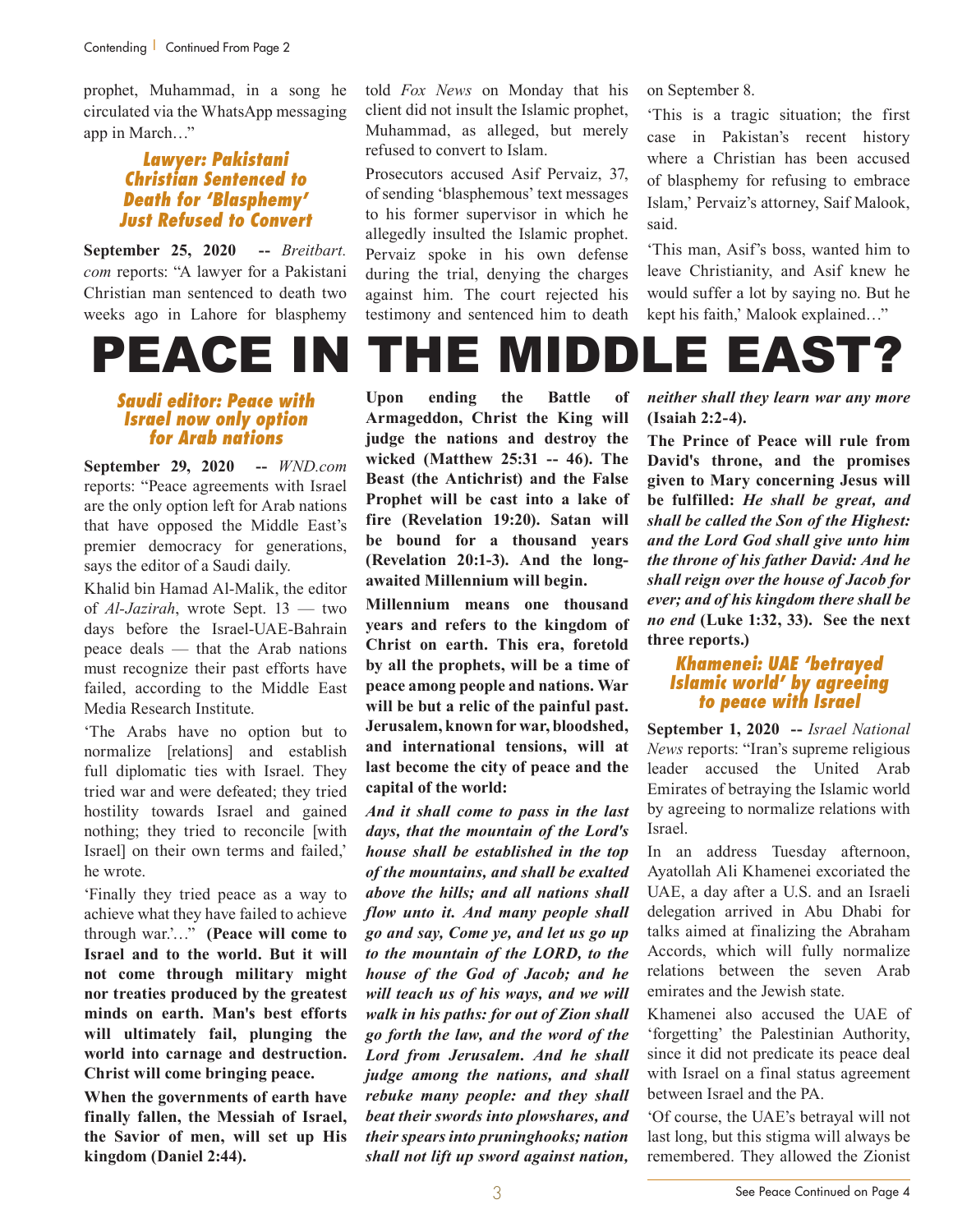prophet, Muhammad, in a song he circulated via the WhatsApp messaging app in March…"

### Lawyer: Pakistani Christian Sentenced to Death for 'Blasphemy' Just Refused to Convert

**September 25, 2020 --** *Breitbart.com* reports: "A lawyer for a Pakistani Christian man sentenced to death two weeks ago in Lahore for blasphemy told *Fox News* on Monday that his client did not insult the Islamic prophet, Muhammad, as alleged, but merely refused to convert to Islam.

Prosecutors accused Asif Pervaiz, 37, of sending 'blasphemous' text messages to his former supervisor in which he allegedly insulted the Islamic prophet. Pervaiz spoke in his own defense during the trial, denying the charges against him. The court rejected his testimony and sentenced him to death on September 8.

'This is a tragic situation; the first case in Pakistan's recent history where a Christian has been accused of blasphemy for refusing to embrace Islam,' Pervaiz's attorney, Saif Malook, said.

'This man, Asif's boss, wanted him to leave Christianity, and Asif knew he would suffer a lot by saying no. But he kept his faith,' Malook explained…"

# PEACE IN THE MIDDLE EAST?

### Saudi editor: Peace with Israel now only option for Arab nations

**September 29, 2020 --** *WND.com* reports: "Peace agreements with Israel are the only option left for Arab nations that have opposed the Middle East's premier democracy for generations, says the editor of a Saudi daily.

Khalid bin Hamad Al-Malik, the editor of *Al-Jazirah*, wrote Sept. 13 — two days before the Israel-UAE-Bahrain peace deals — that the Arab nations must recognize their past efforts have failed, according to the Middle East Media Research Institute.

'The Arabs have no option but to normalize [relations] and establish full diplomatic ties with Israel. They tried war and were defeated; they tried hostility towards Israel and gained nothing; they tried to reconcile [with Israel] on their own terms and failed,' he wrote.

'Finally they tried peace as a way to achieve what they have failed to achieve through war.'…" **(Peace will come to Israel and to the world. But it will not come through military might nor treaties produced by the greatest minds on earth. Man's best efforts will ultimately fail, plunging the world into carnage and destruction. Christ will come bringing peace.**

**When the governments of earth have finally fallen, the Messiah of Israel, the Savior of men, will set up His kingdom (Daniel 2:44).**

**Upon ending the Battle of Armageddon, Christ the King will judge the nations and destroy the wicked (Matthew 25:31 -- 46). The Beast (the Antichrist) and the False Prophet will be cast into a lake of fire (Revelation 19:20). Satan will be bound for a thousand years (Revelation 20:1-3). And the long-awaited Millennium will begin.**

**Millennium means one thousand years and refers to the kingdom of Christ on earth. This era, foretold by all the prophets, will be a time of peace among people and nations. War will be but a relic of the painful past. Jerusalem, known for war, bloodshed, and international tensions, will at last become the city of peace and the capital of the world:**

***And it shall come to pass in the last days, that the mountain of the Lord's house shall be established in the top of the mountains, and shall be exalted above the hills; and all nations shall flow unto it. And many people shall go and say, Come ye, and let us go up to the mountain of the LORD, to the house of the God of Jacob; and he will teach us of his ways, and we will walk in his paths: for out of Zion shall go forth the law, and the word of the Lord from Jerusalem. And he shall judge among the nations, and shall rebuke many people: and they shall beat their swords into plowshares, and their spears into pruninghooks; nation shall not lift up sword against nation, neither shall they learn war any more*** **(Isaiah 2:2-4).**

**The Prince of Peace will rule from David's throne, and the promises given to Mary concerning Jesus will be fulfilled:** ***He shall be great, and shall be called the Son of the Highest: and the Lord God shall give unto him the throne of his father David: And he shall reign over the house of Jacob for ever; and of his kingdom there shall be no end*** **(Luke 1:32, 33). See the next three reports.)**

### Khamenei: UAE 'betrayed Islamic world' by agreeing to peace with Israel

**September 1, 2020 --** *Israel National News* reports: "Iran's supreme religious leader accused the United Arab Emirates of betraying the Islamic world by agreeing to normalize relations with Israel.

In an address Tuesday afternoon, Ayatollah Ali Khamenei excoriated the UAE, a day after a U.S. and an Israeli delegation arrived in Abu Dhabi for talks aimed at finalizing the Abraham Accords, which will fully normalize relations between the seven Arab emirates and the Jewish state.

Khamenei also accused the UAE of 'forgetting' the Palestinian Authority, since it did not predicate its peace deal with Israel on a final status agreement between Israel and the PA.

'Of course, the UAE's betrayal will not last long, but this stigma will always be remembered. They allowed the Zionist

See Peace Continued on Page 4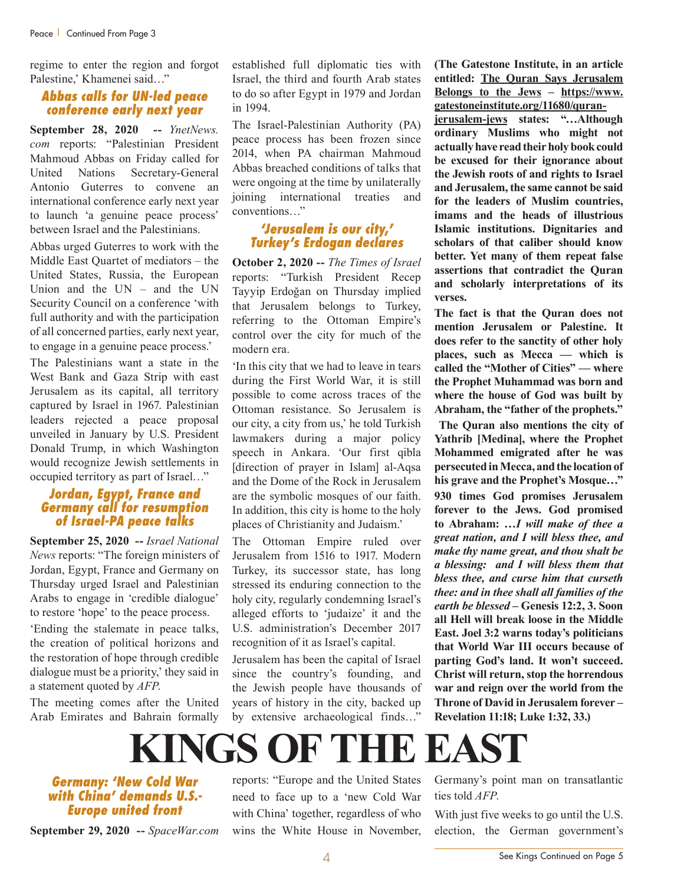regime to enter the region and forgot Palestine,' Khamenei said…"

### Abbas calls for UN-led peace conference early next year

**September 28, 2020 --** *YnetNews.com* reports: "Palestinian President Mahmoud Abbas on Friday called for United Nations Secretary-General Antonio Guterres to convene an international conference early next year to launch 'a genuine peace process' between Israel and the Palestinians.

Abbas urged Guterres to work with the Middle East Quartet of mediators – the United States, Russia, the European Union and the UN – and the UN Security Council on a conference 'with full authority and with the participation of all concerned parties, early next year, to engage in a genuine peace process.'

The Palestinians want a state in the West Bank and Gaza Strip with east Jerusalem as its capital, all territory captured by Israel in 1967. Palestinian leaders rejected a peace proposal unveiled in January by U.S. President Donald Trump, in which Washington would recognize Jewish settlements in occupied territory as part of Israel…"

### Jordan, Egypt, France and Germany call for resumption of Israel-PA peace talks

**September 25, 2020 --** *Israel National News* reports: "The foreign ministers of Jordan, Egypt, France and Germany on Thursday urged Israel and Palestinian Arabs to engage in 'credible dialogue' to restore 'hope' to the peace process.

'Ending the stalemate in peace talks, the creation of political horizons and the restoration of hope through credible dialogue must be a priority,' they said in a statement quoted by *AFP*.

The meeting comes after the United Arab Emirates and Bahrain formally established full diplomatic ties with Israel, the third and fourth Arab states to do so after Egypt in 1979 and Jordan in 1994.

The Israel-Palestinian Authority (PA) peace process has been frozen since 2014, when PA chairman Mahmoud Abbas breached conditions of talks that were ongoing at the time by unilaterally joining international treaties and conventions…"

### 'Jerusalem is our city,' Turkey's Erdogan declares

**October 2, 2020 --** *The Times of Israel* reports: "Turkish President Recep Tayyip Erdoğan on Thursday implied that Jerusalem belongs to Turkey, referring to the Ottoman Empire's control over the city for much of the modern era.

'In this city that we had to leave in tears during the First World War, it is still possible to come across traces of the Ottoman resistance. So Jerusalem is our city, a city from us,' he told Turkish lawmakers during a major policy speech in Ankara. 'Our first qibla [direction of prayer in Islam] al-Aqsa and the Dome of the Rock in Jerusalem are the symbolic mosques of our faith. In addition, this city is home to the holy places of Christianity and Judaism.'

The Ottoman Empire ruled over Jerusalem from 1516 to 1917. Modern Turkey, its successor state, has long stressed its enduring connection to the holy city, regularly condemning Israel's alleged efforts to 'judaize' it and the U.S. administration's December 2017 recognition of it as Israel's capital.

Jerusalem has been the capital of Israel since the country's founding, and the Jewish people have thousands of years of history in the city, backed up by extensive archaeological finds…"

**(The Gatestone Institute, in an article entitled: <u>The Quran Says Jerusalem Belongs to the Jews</u> – <u>https://www.gatestoneinstitute.org/11680/quran-jerusalem-jews</u> states: "…Although ordinary Muslims who might not actually have read their holy book could be excused for their ignorance about the Jewish roots of and rights to Israel and Jerusalem, the same cannot be said for the leaders of Muslim countries, imams and the heads of illustrious Islamic institutions. Dignitaries and scholars of that caliber should know better. Yet many of them repeat false assertions that contradict the Quran and scholarly interpretations of its verses.**

**The fact is that the Quran does not mention Jerusalem or Palestine. It does refer to the sanctity of other holy places, such as Mecca — which is called the "Mother of Cities" — where the Prophet Muhammad was born and where the house of God was built by Abraham, the "father of the prophets."**

**The Quran also mentions the city of Yathrib [Medina], where the Prophet Mohammed emigrated after he was persecuted in Mecca, and the location of his grave and the Prophet's Mosque…"**

**930 times God promises Jerusalem forever to the Jews. God promised to Abraham: …*I will make of thee a great nation, and I will bless thee, and make thy name great, and thou shalt be a blessing: and I will bless them that bless thee, and curse him that curseth thee: and in thee shall all families of the earth be blessed* – Genesis 12:2, 3. Soon all Hell will break loose in the Middle East. Joel 3:2 warns today's politicians that World War III occurs because of parting God's land. It won't succeed. Christ will return, stop the horrendous war and reign over the world from the Throne of David in Jerusalem forever – Revelation 11:18; Luke 1:32, 33.)**

# KINGS OF THE EAST

### Germany: 'New Cold War with China' demands U.S.-Europe united front

**September 29, 2020 --** *SpaceWar.com* reports: "Europe and the United States need to face up to a 'new Cold War with China' together, regardless of who wins the White House in November, Germany's point man on transatlantic ties told *AFP*.

With just five weeks to go until the U.S. election, the German government's

See Kings Continued on Page 5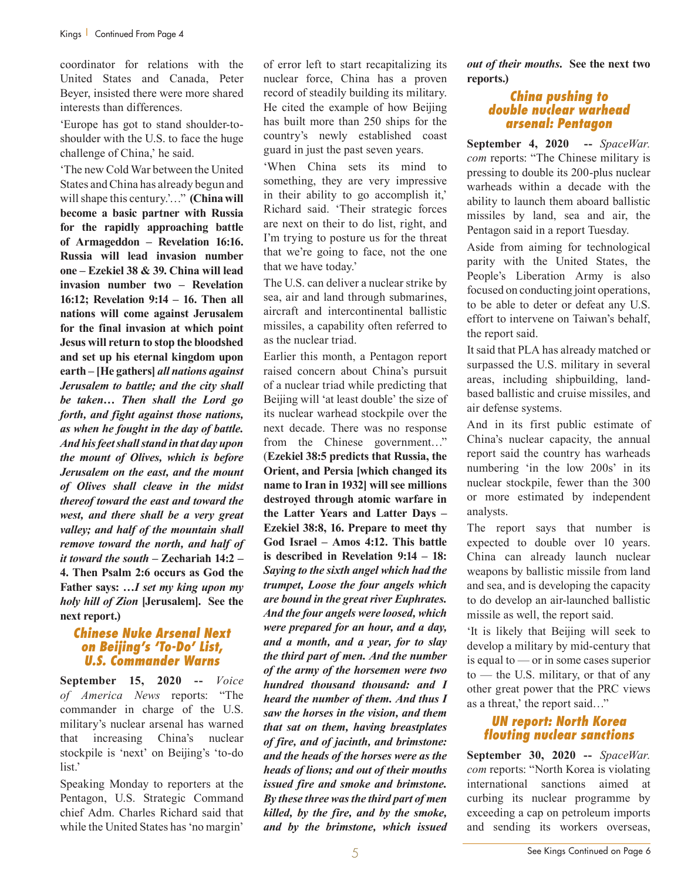coordinator for relations with the United States and Canada, Peter Beyer, insisted there were more shared interests than differences.

'Europe has got to stand shoulder-to-shoulder with the U.S. to face the huge challenge of China,' he said.

'The new Cold War between the United States and China has already begun and will shape this century.'…" **(China will become a basic partner with Russia for the rapidly approaching battle of Armageddon – Revelation 16:16. Russia will lead invasion number one – Ezekiel 38 & 39. China will lead invasion number two – Revelation 16:12; Revelation 9:14 – 16. Then all nations will come against Jerusalem for the final invasion at which point Jesus will return to stop the bloodshed and set up his eternal kingdom upon earth – [He gathers]** ***all nations against Jerusalem to battle; and the city shall be taken… Then shall the Lord go forth, and fight against those nations, as when he fought in the day of battle. And his feet shall stand in that day upon the mount of Olives, which is before Jerusalem on the east, and the mount of Olives shall cleave in the midst thereof toward the east and toward the west, and there shall be a very great valley; and half of the mountain shall remove toward the north, and half of it toward the south*** **– Zechariah 14:2 – 4. Then Psalm 2:6 occurs as God the Father says:** ***…I set my king upon my holy hill of Zion*** **[Jerusalem]. See the next report.)**

## Chinese Nuke Arsenal Next on Beijing's 'To-Do' List, U.S. Commander Warns

**September 15, 2020 --** *Voice of America News* reports: "The commander in charge of the U.S. military's nuclear arsenal has warned that increasing China's nuclear stockpile is 'next' on Beijing's 'to-do list.'

Speaking Monday to reporters at the Pentagon, U.S. Strategic Command chief Adm. Charles Richard said that while the United States has 'no margin' of error left to start recapitalizing its nuclear force, China has a proven record of steadily building its military. He cited the example of how Beijing has built more than 250 ships for the country's newly established coast guard in just the past seven years.

'When China sets its mind to something, they are very impressive in their ability to go accomplish it,' Richard said. 'Their strategic forces are next on their to do list, right, and I'm trying to posture us for the threat that we're going to face, not the one that we have today.'

The U.S. can deliver a nuclear strike by sea, air and land through submarines, aircraft and intercontinental ballistic missiles, a capability often referred to as the nuclear triad.

Earlier this month, a Pentagon report raised concern about China's pursuit of a nuclear triad while predicting that Beijing will 'at least double' the size of its nuclear warhead stockpile over the next decade. There was no response from the Chinese government…" **(Ezekiel 38:5 predicts that Russia, the Orient, and Persia [which changed its name to Iran in 1932] will see millions destroyed through atomic warfare in the Latter Years and Latter Days – Ezekiel 38:8, 16. Prepare to meet thy God Israel – Amos 4:12. This battle is described in Revelation 9:14 – 18:** ***Saying to the sixth angel which had the trumpet, Loose the four angels which are bound in the great river Euphrates. And the four angels were loosed, which were prepared for an hour, and a day, and a month, and a year, for to slay the third part of men. And the number of the army of the horsemen were two hundred thousand thousand: and I heard the number of them. And thus I saw the horses in the vision, and them that sat on them, having breastplates of fire, and of jacinth, and brimstone: and the heads of the horses were as the heads of lions; and out of their mouths issued fire and smoke and brimstone. By these three was the third part of men killed, by the fire, and by the smoke, and by the brimstone, which issued out of their mouths.*** **See the next two reports.)**

## China pushing to double nuclear warhead arsenal: Pentagon

**September 4, 2020 --** *SpaceWar.com* reports: "The Chinese military is pressing to double its 200-plus nuclear warheads within a decade with the ability to launch them aboard ballistic missiles by land, sea and air, the Pentagon said in a report Tuesday.

Aside from aiming for technological parity with the United States, the People's Liberation Army is also focused on conducting joint operations, to be able to deter or defeat any U.S. effort to intervene on Taiwan's behalf, the report said.

It said that PLA has already matched or surpassed the U.S. military in several areas, including shipbuilding, land-based ballistic and cruise missiles, and air defense systems.

And in its first public estimate of China's nuclear capacity, the annual report said the country has warheads numbering 'in the low 200s' in its nuclear stockpile, fewer than the 300 or more estimated by independent analysts.

The report says that number is expected to double over 10 years. China can already launch nuclear weapons by ballistic missile from land and sea, and is developing the capacity to do develop an air-launched ballistic missile as well, the report said.

'It is likely that Beijing will seek to develop a military by mid-century that is equal to — or in some cases superior to — the U.S. military, or that of any other great power that the PRC views as a threat,' the report said…"

## UN report: North Korea flouting nuclear sanctions

**September 30, 2020 --** *SpaceWar.com* reports: "North Korea is violating international sanctions aimed at curbing its nuclear programme by exceeding a cap on petroleum imports and sending its workers overseas,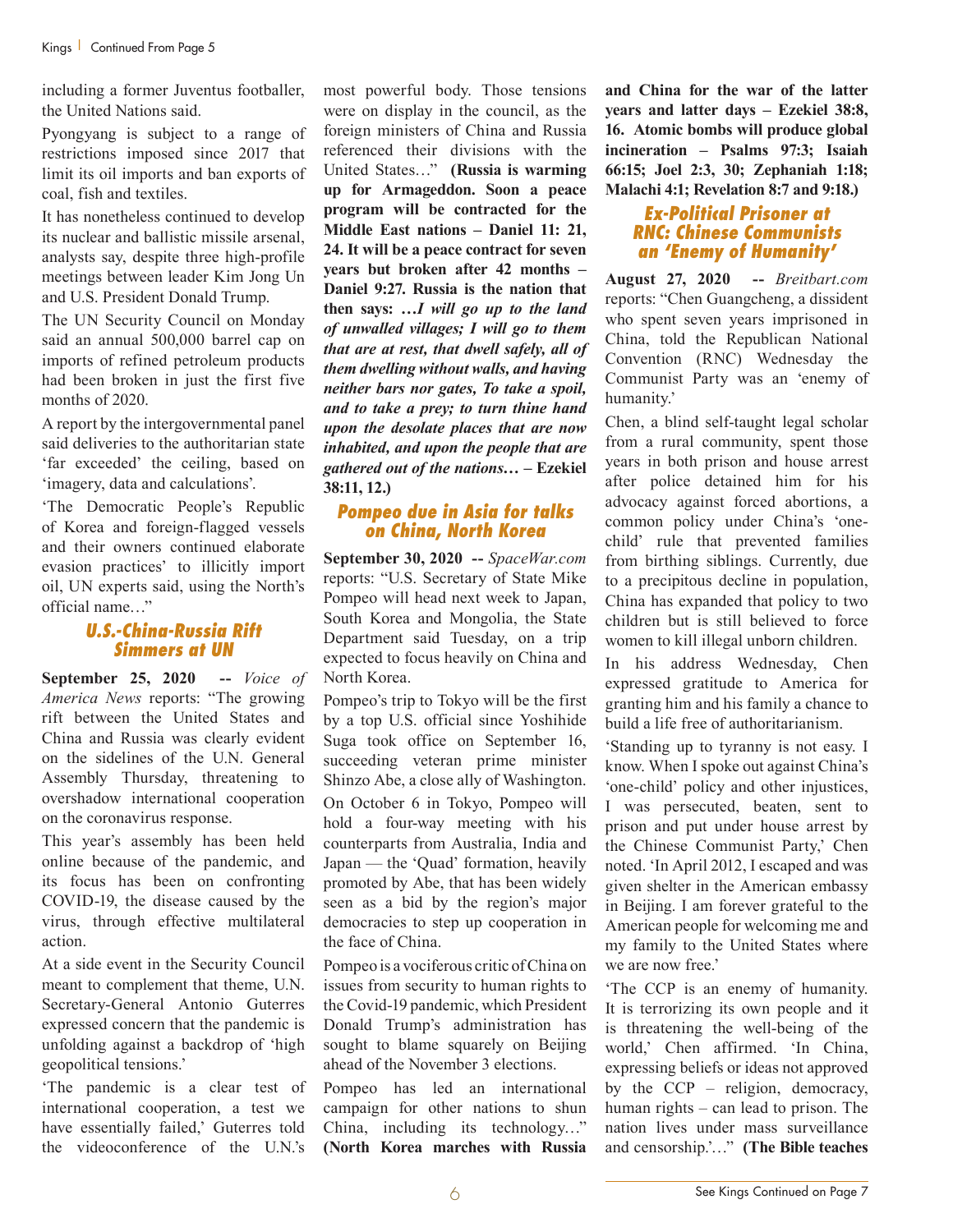including a former Juventus footballer, the United Nations said.

Pyongyang is subject to a range of restrictions imposed since 2017 that limit its oil imports and ban exports of coal, fish and textiles.

It has nonetheless continued to develop its nuclear and ballistic missile arsenal, analysts say, despite three high-profile meetings between leader Kim Jong Un and U.S. President Donald Trump.

The UN Security Council on Monday said an annual 500,000 barrel cap on imports of refined petroleum products had been broken in just the first five months of 2020.

A report by the intergovernmental panel said deliveries to the authoritarian state 'far exceeded' the ceiling, based on 'imagery, data and calculations'.

'The Democratic People's Republic of Korea and foreign-flagged vessels and their owners continued elaborate evasion practices' to illicitly import oil, UN experts said, using the North's official name…"

## U.S.-China-Russia Rift Simmers at UN

**September 25, 2020 --** *Voice of America News* reports: "The growing rift between the United States and China and Russia was clearly evident on the sidelines of the U.N. General Assembly Thursday, threatening to overshadow international cooperation on the coronavirus response.

This year's assembly has been held online because of the pandemic, and its focus has been on confronting COVID-19, the disease caused by the virus, through effective multilateral action.

At a side event in the Security Council meant to complement that theme, U.N. Secretary-General Antonio Guterres expressed concern that the pandemic is unfolding against a backdrop of 'high geopolitical tensions.'

'The pandemic is a clear test of international cooperation, a test we have essentially failed,' Guterres told the videoconference of the U.N.'s most powerful body. Those tensions were on display in the council, as the foreign ministers of China and Russia referenced their divisions with the United States…" **(Russia is warming up for Armageddon. Soon a peace program will be contracted for the Middle East nations – Daniel 11: 21, 24. It will be a peace contract for seven years but broken after 42 months – Daniel 9:27. Russia is the nation that then says: *…I will go up to the land of unwalled villages; I will go to them that are at rest, that dwell safely, all of them dwelling without walls, and having neither bars nor gates, To take a spoil, and to take a prey; to turn thine hand upon the desolate places that are now inhabited, and upon the people that are gathered out of the nations…* – Ezekiel 38:11, 12.)**

## Pompeo due in Asia for talks on China, North Korea

**September 30, 2020 --** *SpaceWar.com* reports: "U.S. Secretary of State Mike Pompeo will head next week to Japan, South Korea and Mongolia, the State Department said Tuesday, on a trip expected to focus heavily on China and North Korea.

Pompeo's trip to Tokyo will be the first by a top U.S. official since Yoshihide Suga took office on September 16, succeeding veteran prime minister Shinzo Abe, a close ally of Washington.

On October 6 in Tokyo, Pompeo will hold a four-way meeting with his counterparts from Australia, India and Japan — the 'Quad' formation, heavily promoted by Abe, that has been widely seen as a bid by the region's major democracies to step up cooperation in the face of China.

Pompeo is a vociferous critic of China on issues from security to human rights to the Covid-19 pandemic, which President Donald Trump's administration has sought to blame squarely on Beijing ahead of the November 3 elections.

Pompeo has led an international campaign for other nations to shun China, including its technology…" **(North Korea marches with Russia and China for the war of the latter years and latter days – Ezekiel 38:8, 16. Atomic bombs will produce global incineration – Psalms 97:3; Isaiah 66:15; Joel 2:3, 30; Zephaniah 1:18; Malachi 4:1; Revelation 8:7 and 9:18.)**

## Ex-Political Prisoner at RNC: Chinese Communists an 'Enemy of Humanity'

**August 27, 2020 --** *Breitbart.com* reports: "Chen Guangcheng, a dissident who spent seven years imprisoned in China, told the Republican National Convention (RNC) Wednesday the Communist Party was an 'enemy of humanity.'

Chen, a blind self-taught legal scholar from a rural community, spent those years in both prison and house arrest after police detained him for his advocacy against forced abortions, a common policy under China's 'one-child' rule that prevented families from birthing siblings. Currently, due to a precipitous decline in population, China has expanded that policy to two children but is still believed to force women to kill illegal unborn children.

In his address Wednesday, Chen expressed gratitude to America for granting him and his family a chance to build a life free of authoritarianism.

'Standing up to tyranny is not easy. I know. When I spoke out against China's 'one-child' policy and other injustices, I was persecuted, beaten, sent to prison and put under house arrest by the Chinese Communist Party,' Chen noted. 'In April 2012, I escaped and was given shelter in the American embassy in Beijing. I am forever grateful to the American people for welcoming me and my family to the United States where we are now free.'

'The CCP is an enemy of humanity. It is terrorizing its own people and it is threatening the well-being of the world,' Chen affirmed. 'In China, expressing beliefs or ideas not approved by the CCP – religion, democracy, human rights – can lead to prison. The nation lives under mass surveillance and censorship.'…" **(The Bible teaches**

See Kings Continued on Page 7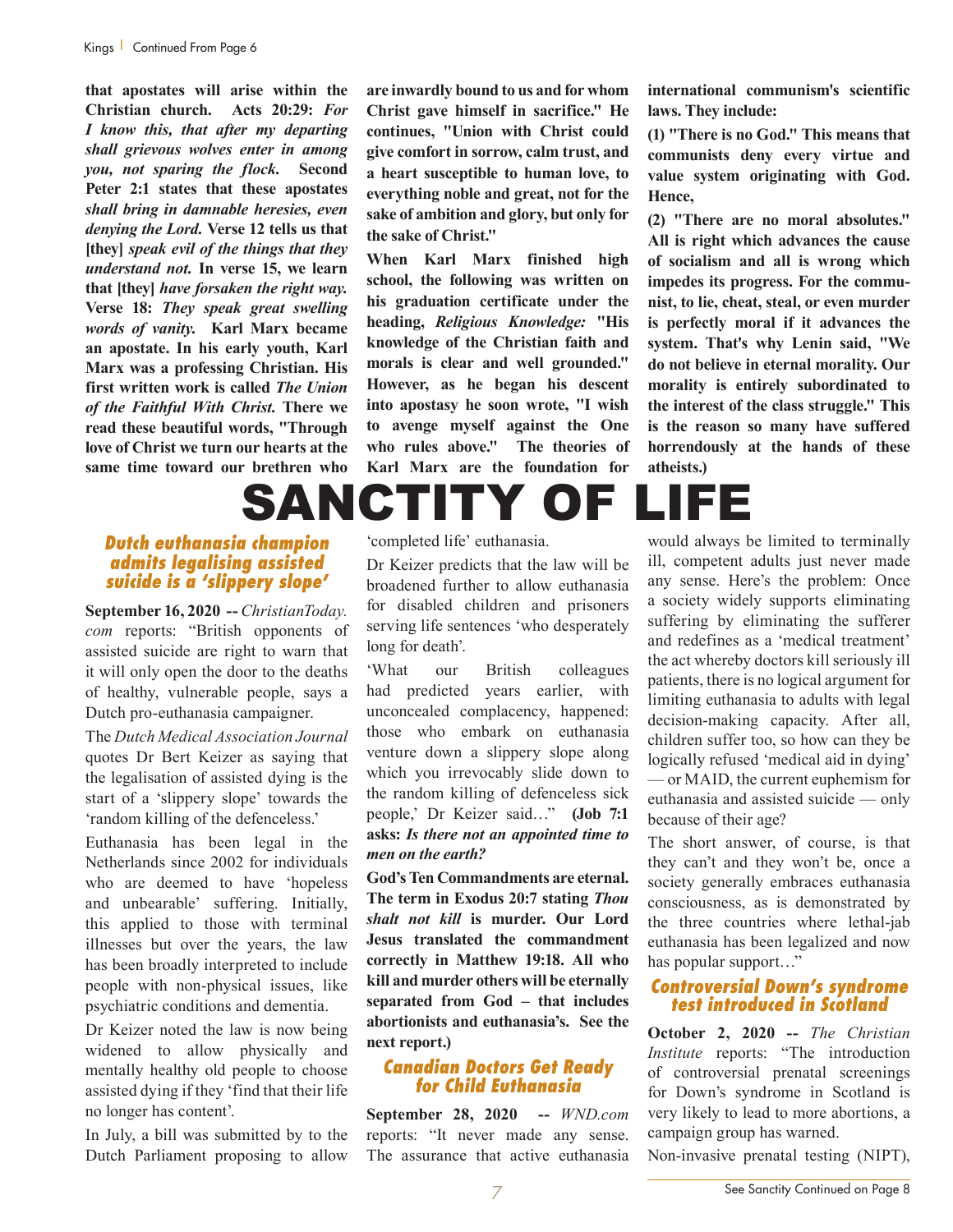**that apostates will arise within the Christian church. Acts 20:29:** ***For I know this, that after my departing shall grievous wolves enter in among you, not sparing the flock.*** **Second Peter 2:1 states that these apostates** ***shall bring in damnable heresies, even denying the Lord.*** **Verse 12 tells us that [they]** ***speak evil of the things that they understand not.*** **In verse 15, we learn that [they]** ***have forsaken the right way.*** **Verse 18:** ***They speak great swelling words of vanity.*** **Karl Marx became an apostate. In his early youth, Karl Marx was a professing Christian. His first written work is called** ***The Union of the Faithful With Christ.*** **There we read these beautiful words, "Through love of Christ we turn our hearts at the same time toward our brethren who are inwardly bound to us and for whom Christ gave himself in sacrifice." He continues, "Union with Christ could give comfort in sorrow, calm trust, and a heart susceptible to human love, to everything noble and great, not for the sake of ambition and glory, but only for the sake of Christ."**

**When Karl Marx finished high school, the following was written on his graduation certificate under the heading,** ***Religious Knowledge:*** **"His knowledge of the Christian faith and morals is clear and well grounded." However, as he began his descent into apostasy he soon wrote, "I wish to avenge myself against the One who rules above." The theories of Karl Marx are the foundation for international communism's scientific laws. They include:**

**(1) "There is no God." This means that communists deny every virtue and value system originating with God. Hence,**

**(2) "There are no moral absolutes." All is right which advances the cause of socialism and all is wrong which impedes its progress. For the communist, to lie, cheat, steal, or even murder is perfectly moral if it advances the system. That's why Lenin said, "We do not believe in eternal morality. Our morality is entirely subordinated to the interest of the class struggle." This is the reason so many have suffered horrendously at the hands of these atheists.)**

# SANCTITY OF LIFE

### Dutch euthanasia champion admits legalising assisted suicide is a 'slippery slope'

**September 16, 2020 --** *ChristianToday.com* reports: "British opponents of assisted suicide are right to warn that it will only open the door to the deaths of healthy, vulnerable people, says a Dutch pro-euthanasia campaigner.

The *Dutch Medical Association Journal* quotes Dr Bert Keizer as saying that the legalisation of assisted dying is the start of a 'slippery slope' towards the 'random killing of the defenceless.'

Euthanasia has been legal in the Netherlands since 2002 for individuals who are deemed to have 'hopeless and unbearable' suffering. Initially, this applied to those with terminal illnesses but over the years, the law has been broadly interpreted to include people with non-physical issues, like psychiatric conditions and dementia.

Dr Keizer noted the law is now being widened to allow physically and mentally healthy old people to choose assisted dying if they 'find that their life no longer has content'.

In July, a bill was submitted by to the Dutch Parliament proposing to allow 'completed life' euthanasia.

Dr Keizer predicts that the law will be broadened further to allow euthanasia for disabled children and prisoners serving life sentences 'who desperately long for death'.

'What our British colleagues had predicted years earlier, with unconcealed complacency, happened: those who embark on euthanasia venture down a slippery slope along which you irrevocably slide down to the random killing of defenceless sick people,' Dr Keizer said…" **(Job 7:1 asks:** ***Is there not an appointed time to men on the earth?***

**God's Ten Commandments are eternal. The term in Exodus 20:7 stating** ***Thou shalt not kill*** **is murder. Our Lord Jesus translated the commandment correctly in Matthew 19:18. All who kill and murder others will be eternally separated from God – that includes abortionists and euthanasia's. See the next report.)**

### Canadian Doctors Get Ready for Child Euthanasia

**September 28, 2020 --** *WND.com* reports: "It never made any sense. The assurance that active euthanasia would always be limited to terminally ill, competent adults just never made any sense. Here's the problem: Once a society widely supports eliminating suffering by eliminating the sufferer and redefines as a 'medical treatment' the act whereby doctors kill seriously ill patients, there is no logical argument for limiting euthanasia to adults with legal decision-making capacity. After all, children suffer too, so how can they be logically refused 'medical aid in dying' — or MAID, the current euphemism for euthanasia and assisted suicide — only because of their age?

The short answer, of course, is that they can't and they won't be, once a society generally embraces euthanasia consciousness, as is demonstrated by the three countries where lethal-jab euthanasia has been legalized and now has popular support…"

### Controversial Down's syndrome test introduced in Scotland

**October 2, 2020 --** *The Christian Institute* reports: "The introduction of controversial prenatal screenings for Down's syndrome in Scotland is very likely to lead to more abortions, a campaign group has warned.

Non-invasive prenatal testing (NIPT),

See Sanctity Continued on Page 8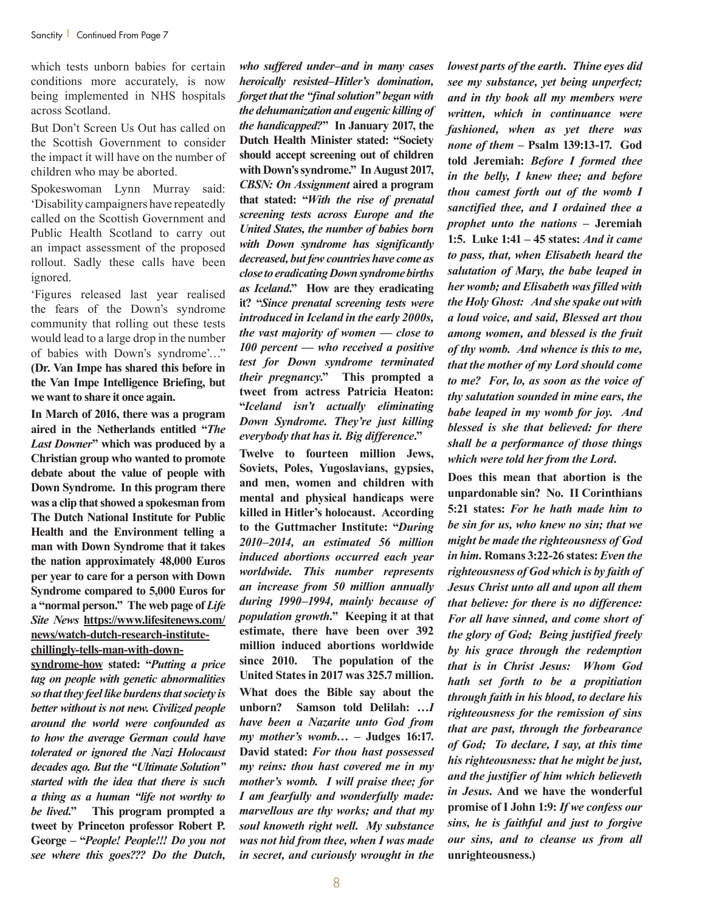which tests unborn babies for certain conditions more accurately, is now being implemented in NHS hospitals across Scotland.

But Don't Screen Us Out has called on the Scottish Government to consider the impact it will have on the number of children who may be aborted.

Spokeswoman Lynn Murray said: 'Disability campaigners have repeatedly called on the Scottish Government and Public Health Scotland to carry out an impact assessment of the proposed rollout. Sadly these calls have been ignored.

'Figures released last year realised the fears of the Down's syndrome community that rolling out these tests would lead to a large drop in the number of babies with Down's syndrome'…"

**(Dr. Van Impe has shared this before in the Van Impe Intelligence Briefing, but we want to share it once again.**

**In March of 2016, there was a program aired in the Netherlands entitled "*The Last Downer*" which was produced by a Christian group who wanted to promote debate about the value of people with Down Syndrome. In this program there was a clip that showed a spokesman from The Dutch National Institute for Public Health and the Environment telling a man with Down Syndrome that it takes the nation approximately 48,000 Euros per year to care for a person with Down Syndrome compared to 5,000 Euros for a "normal person." The web page of *Life Site News* https://www.lifesitenews.com/news/watch-dutch-research-institute-chillingly-tells-man-with-down-syndrome-how stated: "*Putting a price tag on people with genetic abnormalities so that they feel like burdens that society is better without is not new. Civilized people around the world were confounded as to how the average German could have tolerated or ignored the Nazi Holocaust decades ago. But the "Ultimate Solution" started with the idea that there is such a thing as a human "life not worthy to be lived.*" This program prompted a tweet by Princeton professor Robert P. George – "*People! People!!! Do you not see where this goes??? Do the Dutch, who suffered under–and in many cases heroically resisted–Hitler's domination, forget that the "final solution" began with the dehumanization and eugenic killing of the handicapped?*" In January 2017, the Dutch Health Minister stated: "Society should accept screening out of children with Down's syndrome." In August 2017, *CBSN: On Assignment* aired a program that stated: "*With the rise of prenatal screening tests across Europe and the United States, the number of babies born with Down syndrome has significantly decreased, but few countries have come as close to eradicating Down syndrome births as Iceland.*" How are they eradicating it? "*Since prenatal screening tests were introduced in Iceland in the early 2000s, the vast majority of women — close to 100 percent — who received a positive test for Down syndrome terminated their pregnancy.*" This prompted a tweet from actress Patricia Heaton: "*Iceland isn't actually eliminating Down Syndrome. They're just killing everybody that has it. Big difference.*"**

**Twelve to fourteen million Jews, Soviets, Poles, Yugoslavians, gypsies, and men, women and children with mental and physical handicaps were killed in Hitler's holocaust. According to the Guttmacher Institute: "*During 2010–2014, an estimated 56 million induced abortions occurred each year worldwide. This number represents an increase from 50 million annually during 1990–1994, mainly because of population growth.*" Keeping it at that estimate, there have been over 392 million induced abortions worldwide since 2010. The population of the United States in 2017 was 325.7 million.**

**What does the Bible say about the unborn? Samson told Delilah: …*I have been a Nazarite unto God from my mother's womb*… – Judges 16:17. David stated: *For thou hast possessed my reins: thou hast covered me in my mother's womb. I will praise thee; for I am fearfully and wonderfully made: marvellous are thy works; and that my soul knoweth right well. My substance was not hid from thee, when I was made in secret, and curiously wrought in the lowest parts of the earth. Thine eyes did see my substance, yet being unperfect; and in thy book all my members were written, which in continuance were fashioned, when as yet there was none of them* – Psalm 139:13-17. God told Jeremiah: *Before I formed thee in the belly, I knew thee; and before thou camest forth out of the womb I sanctified thee, and I ordained thee a prophet unto the nations* – Jeremiah 1:5. Luke 1:41 – 45 states: *And it came to pass, that, when Elisabeth heard the salutation of Mary, the babe leaped in her womb; and Elisabeth was filled with the Holy Ghost: And she spake out with a loud voice, and said, Blessed art thou among women, and blessed is the fruit of thy womb. And whence is this to me, that the mother of my Lord should come to me? For, lo, as soon as the voice of thy salutation sounded in mine ears, the babe leaped in my womb for joy. And blessed is she that believed: for there shall be a performance of those things which were told her from the Lord.***

**Does this mean that abortion is the unpardonable sin? No. II Corinthians 5:21 states: *For he hath made him to be sin for us, who knew no sin; that we might be made the righteousness of God in him.* Romans 3:22-26 states: *Even the righteousness of God which is by faith of Jesus Christ unto all and upon all them that believe: for there is no difference: For all have sinned, and come short of the glory of God; Being justified freely by his grace through the redemption that is in Christ Jesus: Whom God hath set forth to be a propitiation through faith in his blood, to declare his righteousness for the remission of sins that are past, through the forbearance of God; To declare, I say, at this time his righteousness: that he might be just, and the justifier of him which believeth in Jesus.* And we have the wonderful promise of I John 1:9: *If we confess our sins, he is faithful and just to forgive our sins, and to cleanse us from all* unrighteousness.)**